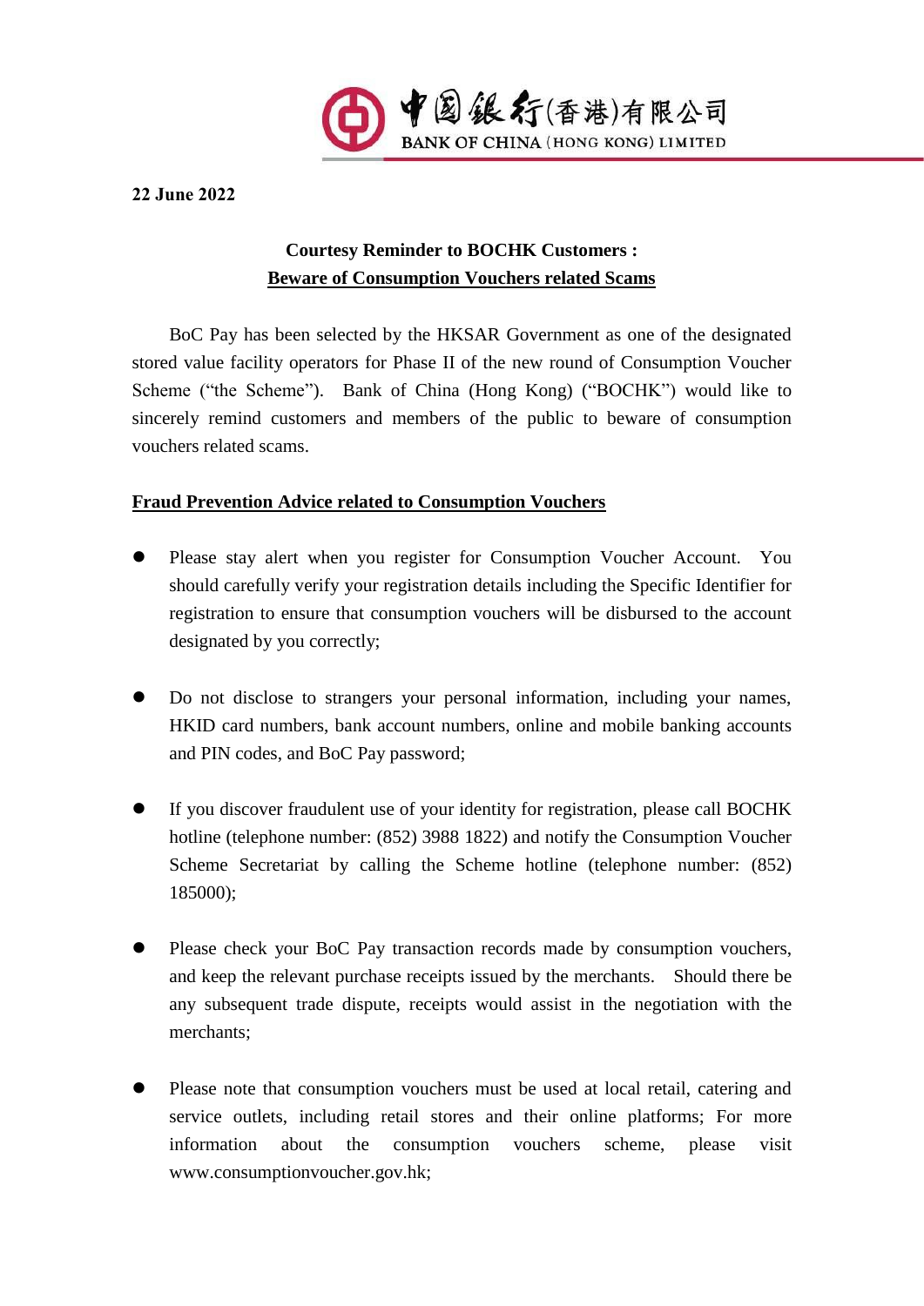中國銀行(香港)有限公司
BANK OF CHINA (HONG KONG) LIMITED

**22 June 2022**

**Courtesy Reminder to BOCHK Customers :**
**Beware of Consumption Vouchers related Scams**

BoC Pay has been selected by the HKSAR Government as one of the designated stored value facility operators for Phase II of the new round of Consumption Voucher Scheme ("the Scheme"). Bank of China (Hong Kong) ("BOCHK") would like to sincerely remind customers and members of the public to beware of consumption vouchers related scams.

**Fraud Prevention Advice related to Consumption Vouchers**

- Please stay alert when you register for Consumption Voucher Account. You should carefully verify your registration details including the Specific Identifier for registration to ensure that consumption vouchers will be disbursed to the account designated by you correctly;

- Do not disclose to strangers your personal information, including your names, HKID card numbers, bank account numbers, online and mobile banking accounts and PIN codes, and BoC Pay password;

- If you discover fraudulent use of your identity for registration, please call BOCHK hotline (telephone number: (852) 3988 1822) and notify the Consumption Voucher Scheme Secretariat by calling the Scheme hotline (telephone number: (852) 185000);

- Please check your BoC Pay transaction records made by consumption vouchers, and keep the relevant purchase receipts issued by the merchants. Should there be any subsequent trade dispute, receipts would assist in the negotiation with the merchants;

- Please note that consumption vouchers must be used at local retail, catering and service outlets, including retail stores and their online platforms; For more information about the consumption vouchers scheme, please visit www.consumptionvoucher.gov.hk;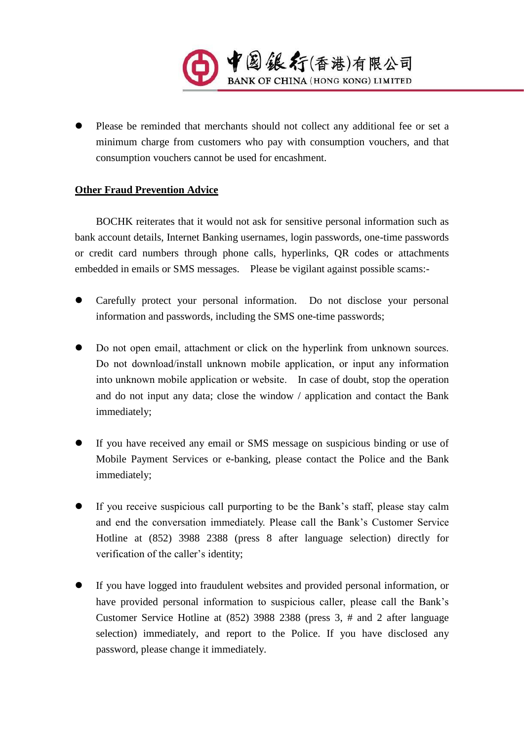- Please be reminded that merchants should not collect any additional fee or set a minimum charge from customers who pay with consumption vouchers, and that consumption vouchers cannot be used for encashment.

**Other Fraud Prevention Advice**

BOCHK reiterates that it would not ask for sensitive personal information such as bank account details, Internet Banking usernames, login passwords, one-time passwords or credit card numbers through phone calls, hyperlinks, QR codes or attachments embedded in emails or SMS messages. Please be vigilant against possible scams:-

- Carefully protect your personal information. Do not disclose your personal information and passwords, including the SMS one-time passwords;

- Do not open email, attachment or click on the hyperlink from unknown sources. Do not download/install unknown mobile application, or input any information into unknown mobile application or website. In case of doubt, stop the operation and do not input any data; close the window / application and contact the Bank immediately;

- If you have received any email or SMS message on suspicious binding or use of Mobile Payment Services or e-banking, please contact the Police and the Bank immediately;

- If you receive suspicious call purporting to be the Bank's staff, please stay calm and end the conversation immediately. Please call the Bank's Customer Service Hotline at (852) 3988 2388 (press 8 after language selection) directly for verification of the caller's identity;

- If you have logged into fraudulent websites and provided personal information, or have provided personal information to suspicious caller, please call the Bank's Customer Service Hotline at (852) 3988 2388 (press 3, # and 2 after language selection) immediately, and report to the Police. If you have disclosed any password, please change it immediately.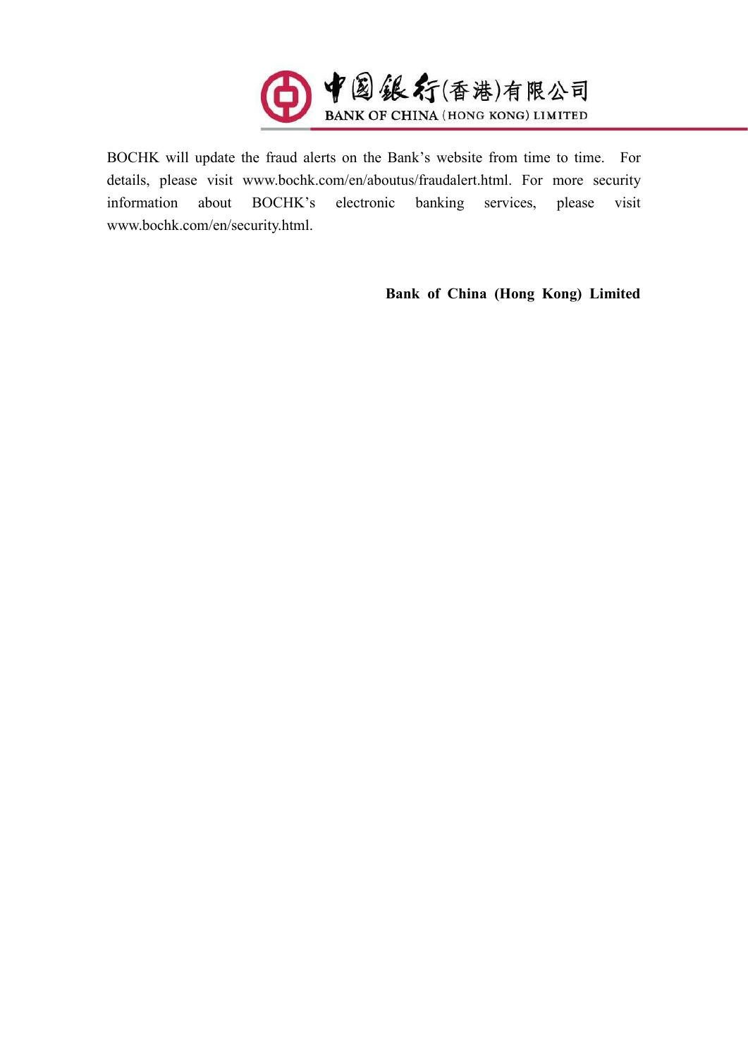BOCHK will update the fraud alerts on the Bank's website from time to time. For details, please visit www.bochk.com/en/aboutus/fraudalert.html. For more security information about BOCHK's electronic banking services, please visit www.bochk.com/en/security.html.

**Bank of China (Hong Kong) Limited**